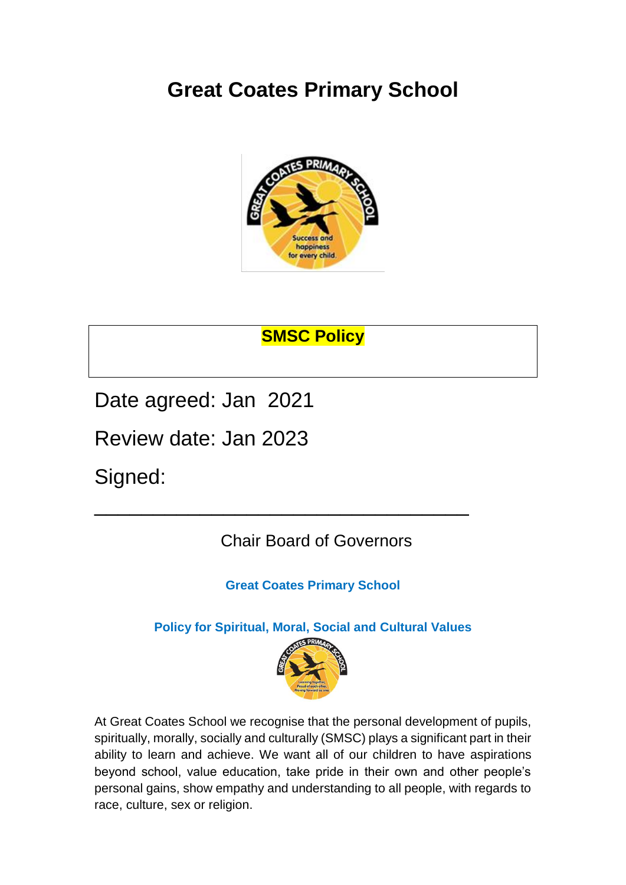# Great Coates Primary School

**SMSC Policy**

Date agreed: Jan 2021

Review date: Jan 2023

Signed:

\_\_\_\_\_\_\_\_\_\_\_\_\_\_\_\_\_\_\_\_\_\_\_\_\_\_\_\_\_\_\_\_\_\_\_\_

Chair Board of Governors

## Great Coates Primary School

## Policy for Spiritual, Moral, Social and Cultural Values

At Great Coates School we recognise that the personal development of pupils, spiritually, morally, socially and culturally (SMSC) plays a significant part in their ability to learn and achieve. We want all of our children to have aspirations beyond school, value education, take pride in their own and other people's personal gains, show empathy and understanding to all people, with regards to race, culture, sex or religion.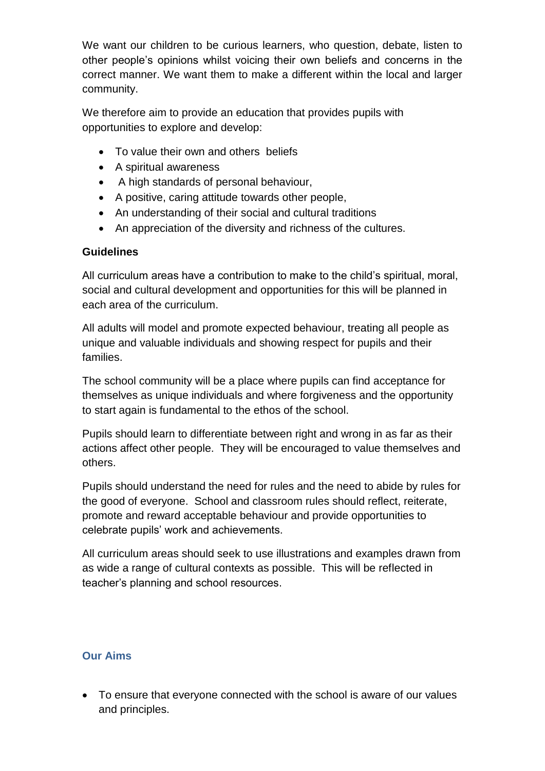We want our children to be curious learners, who question, debate, listen to other people's opinions whilst voicing their own beliefs and concerns in the correct manner. We want them to make a different within the local and larger community.

We therefore aim to provide an education that provides pupils with opportunities to explore and develop:

- To value their own and others beliefs
- A spiritual awareness
- A high standards of personal behaviour,
- A positive, caring attitude towards other people,
- An understanding of their social and cultural traditions
- An appreciation of the diversity and richness of the cultures.

**Guidelines**

All curriculum areas have a contribution to make to the child's spiritual, moral, social and cultural development and opportunities for this will be planned in each area of the curriculum.

All adults will model and promote expected behaviour, treating all people as unique and valuable individuals and showing respect for pupils and their families.

The school community will be a place where pupils can find acceptance for themselves as unique individuals and where forgiveness and the opportunity to start again is fundamental to the ethos of the school.

Pupils should learn to differentiate between right and wrong in as far as their actions affect other people. They will be encouraged to value themselves and others.

Pupils should understand the need for rules and the need to abide by rules for the good of everyone. School and classroom rules should reflect, reiterate, promote and reward acceptable behaviour and provide opportunities to celebrate pupils' work and achievements.

All curriculum areas should seek to use illustrations and examples drawn from as wide a range of cultural contexts as possible. This will be reflected in teacher's planning and school resources.

## Our Aims

- To ensure that everyone connected with the school is aware of our values and principles.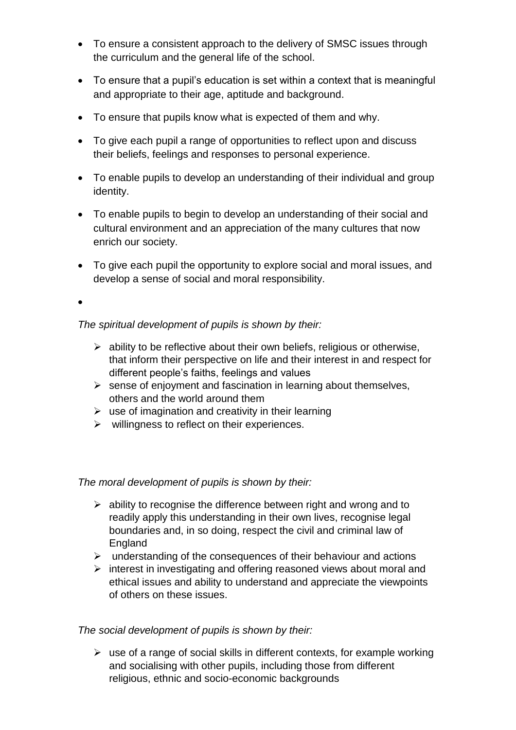- To ensure a consistent approach to the delivery of SMSC issues through the curriculum and the general life of the school.
- To ensure that a pupil's education is set within a context that is meaningful and appropriate to their age, aptitude and background.
- To ensure that pupils know what is expected of them and why.
- To give each pupil a range of opportunities to reflect upon and discuss their beliefs, feelings and responses to personal experience.
- To enable pupils to develop an understanding of their individual and group identity.
- To enable pupils to begin to develop an understanding of their social and cultural environment and an appreciation of the many cultures that now enrich our society.
- To give each pupil the opportunity to explore social and moral issues, and develop a sense of social and moral responsibility.

*The spiritual development of pupils is shown by their:*

- ability to be reflective about their own beliefs, religious or otherwise, that inform their perspective on life and their interest in and respect for different people's faiths, feelings and values
- sense of enjoyment and fascination in learning about themselves, others and the world around them
- use of imagination and creativity in their learning
- willingness to reflect on their experiences.

*The moral development of pupils is shown by their:*

- ability to recognise the difference between right and wrong and to readily apply this understanding in their own lives, recognise legal boundaries and, in so doing, respect the civil and criminal law of England
- understanding of the consequences of their behaviour and actions
- interest in investigating and offering reasoned views about moral and ethical issues and ability to understand and appreciate the viewpoints of others on these issues.

*The social development of pupils is shown by their:*

- use of a range of social skills in different contexts, for example working and socialising with other pupils, including those from different religious, ethnic and socio-economic backgrounds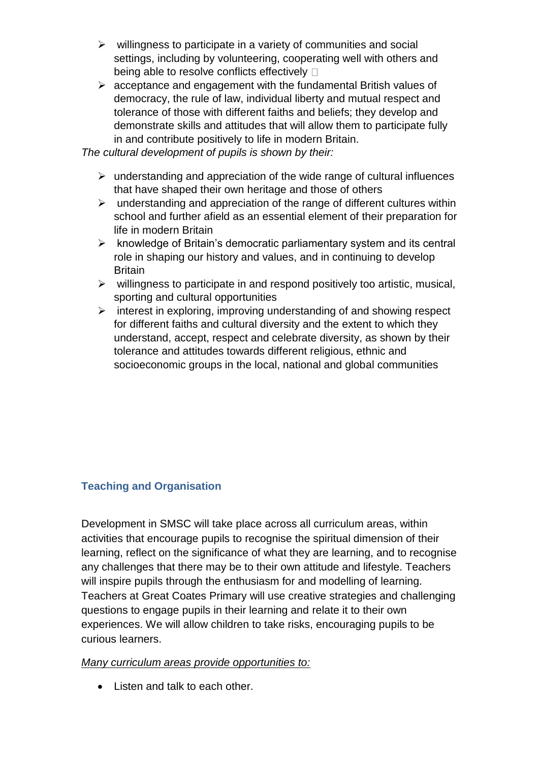- willingness to participate in a variety of communities and social settings, including by volunteering, cooperating well with others and being able to resolve conflicts effectively
- acceptance and engagement with the fundamental British values of democracy, the rule of law, individual liberty and mutual respect and tolerance of those with different faiths and beliefs; they develop and demonstrate skills and attitudes that will allow them to participate fully in and contribute positively to life in modern Britain.

*The cultural development of pupils is shown by their:*

- understanding and appreciation of the wide range of cultural influences that have shaped their own heritage and those of others
- understanding and appreciation of the range of different cultures within school and further afield as an essential element of their preparation for life in modern Britain
- knowledge of Britain's democratic parliamentary system and its central role in shaping our history and values, and in continuing to develop Britain
- willingness to participate in and respond positively too artistic, musical, sporting and cultural opportunities
- interest in exploring, improving understanding of and showing respect for different faiths and cultural diversity and the extent to which they understand, accept, respect and celebrate diversity, as shown by their tolerance and attitudes towards different religious, ethnic and socioeconomic groups in the local, national and global communities

## Teaching and Organisation

Development in SMSC will take place across all curriculum areas, within activities that encourage pupils to recognise the spiritual dimension of their learning, reflect on the significance of what they are learning, and to recognise any challenges that there may be to their own attitude and lifestyle. Teachers will inspire pupils through the enthusiasm for and modelling of learning. Teachers at Great Coates Primary will use creative strategies and challenging questions to engage pupils in their learning and relate it to their own experiences. We will allow children to take risks, encouraging pupils to be curious learners.

*Many curriculum areas provide opportunities to:*

- Listen and talk to each other.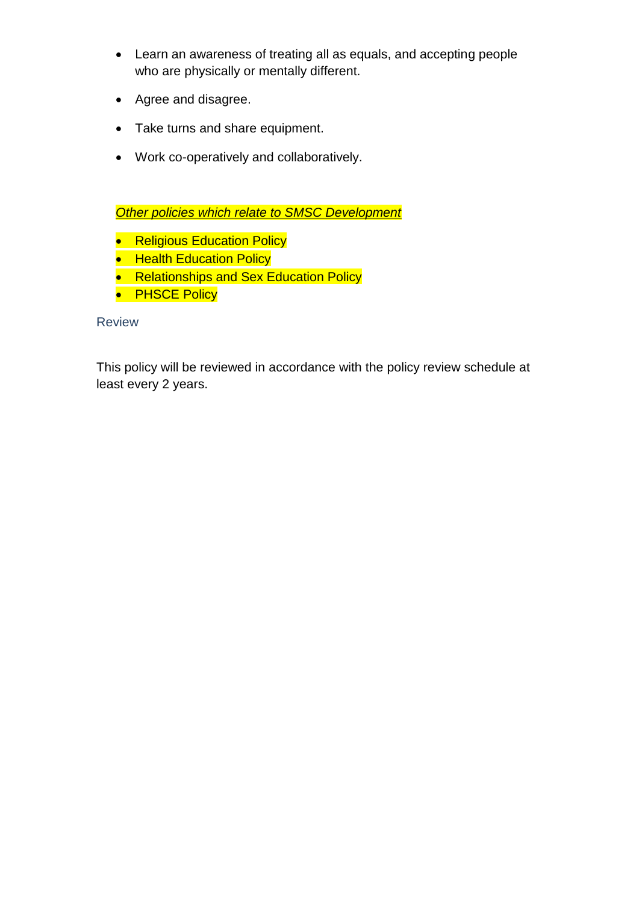- Learn an awareness of treating all as equals, and accepting people who are physically or mentally different.
- Agree and disagree.
- Take turns and share equipment.
- Work co-operatively and collaboratively.

*Other policies which relate to SMSC Development*

- Religious Education Policy
- Health Education Policy
- Relationships and Sex Education Policy
- PHSCE Policy

## Review

This policy will be reviewed in accordance with the policy review schedule at least every 2 years.